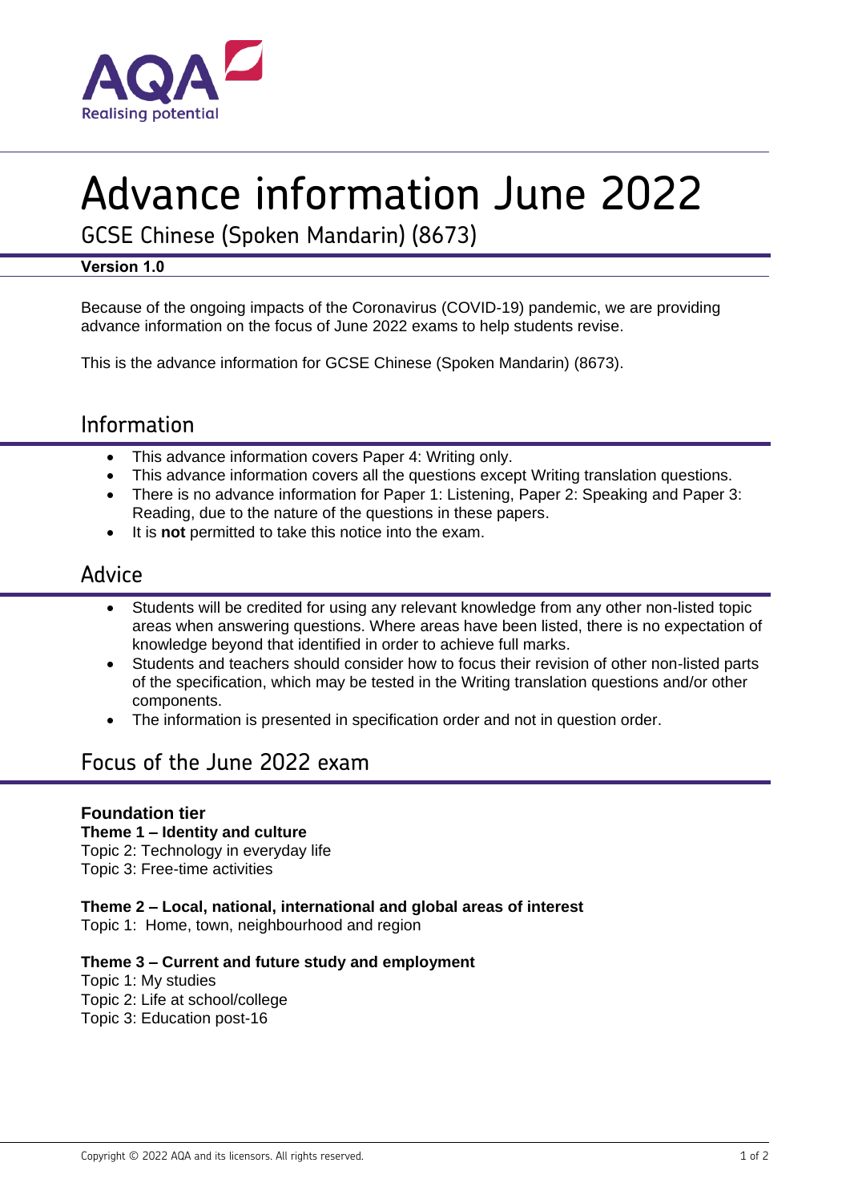# Advance information June 2022

## GCSE Chinese (Spoken Mandarin) (8673)

**Version 1.0**

Because of the ongoing impacts of the Coronavirus (COVID-19) pandemic, we are providing advance information on the focus of June 2022 exams to help students revise.

This is the advance information for GCSE Chinese (Spoken Mandarin) (8673).

## Information

- This advance information covers Paper 4: Writing only.
- This advance information covers all the questions except Writing translation questions.
- There is no advance information for Paper 1: Listening, Paper 2: Speaking and Paper 3: Reading, due to the nature of the questions in these papers.
- It is **not** permitted to take this notice into the exam.

## Advice

- Students will be credited for using any relevant knowledge from any other non-listed topic areas when answering questions. Where areas have been listed, there is no expectation of knowledge beyond that identified in order to achieve full marks.
- Students and teachers should consider how to focus their revision of other non-listed parts of the specification, which may be tested in the Writing translation questions and/or other components.
- The information is presented in specification order and not in question order.

## Focus of the June 2022 exam

**Foundation tier**

**Theme 1 – Identity and culture**

Topic 2: Technology in everyday life

Topic 3: Free-time activities

**Theme 2 – Local, national, international and global areas of interest**

Topic 1: Home, town, neighbourhood and region

**Theme 3 – Current and future study and employment**

Topic 1: My studies

Topic 2: Life at school/college

Topic 3: Education post-16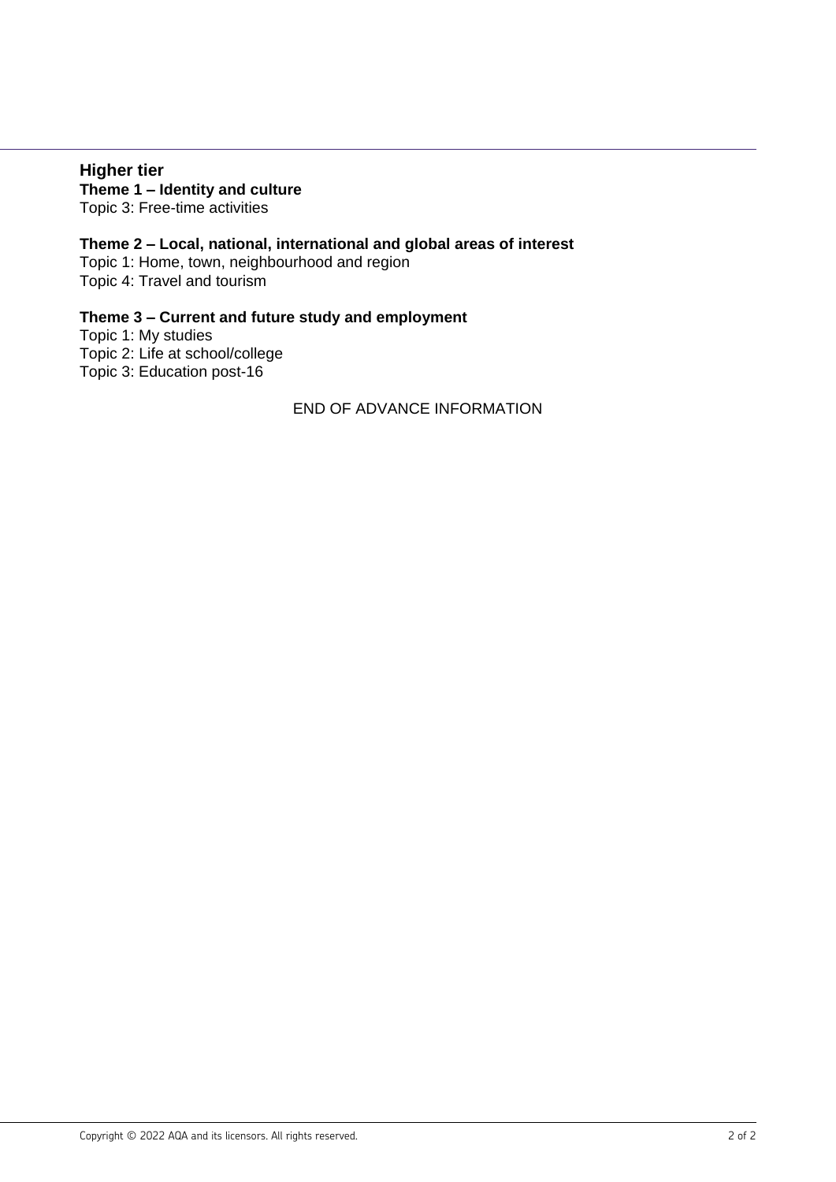## Higher tier

**Theme 1 – Identity and culture**

Topic 3: Free-time activities

**Theme 2 – Local, national, international and global areas of interest**

Topic 1: Home, town, neighbourhood and region
Topic 4: Travel and tourism

**Theme 3 – Current and future study and employment**

Topic 1: My studies
Topic 2: Life at school/college
Topic 3: Education post-16

END OF ADVANCE INFORMATION

Copyright © 2022 AQA and its licensors. All rights reserved.